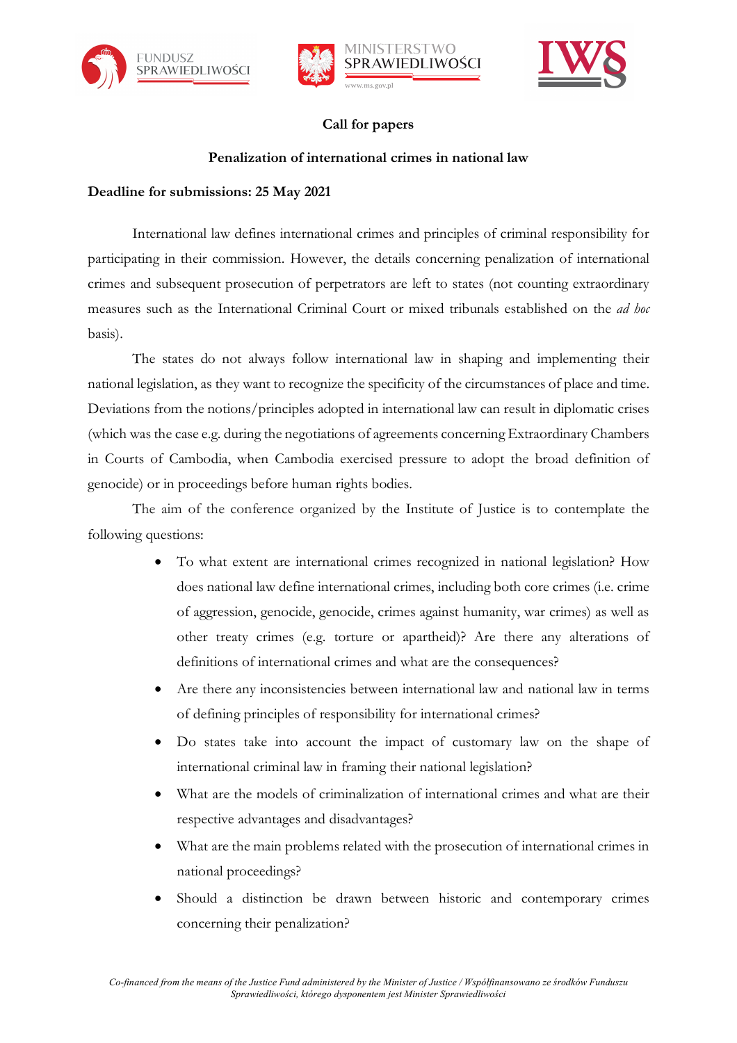**Call for papers**

**Penalization of international crimes in national law**

**Deadline for submissions: 25 May 2021**

International law defines international crimes and principles of criminal responsibility for participating in their commission. However, the details concerning penalization of international crimes and subsequent prosecution of perpetrators are left to states (not counting extraordinary measures such as the International Criminal Court or mixed tribunals established on the *ad hoc* basis).

The states do not always follow international law in shaping and implementing their national legislation, as they want to recognize the specificity of the circumstances of place and time. Deviations from the notions/principles adopted in international law can result in diplomatic crises (which was the case e.g. during the negotiations of agreements concerning Extraordinary Chambers in Courts of Cambodia, when Cambodia exercised pressure to adopt the broad definition of genocide) or in proceedings before human rights bodies.

The aim of the conference organized by the Institute of Justice is to contemplate the following questions:

- To what extent are international crimes recognized in national legislation? How does national law define international crimes, including both core crimes (i.e. crime of aggression, genocide, genocide, crimes against humanity, war crimes) as well as other treaty crimes (e.g. torture or apartheid)? Are there any alterations of definitions of international crimes and what are the consequences?
- Are there any inconsistencies between international law and national law in terms of defining principles of responsibility for international crimes?
- Do states take into account the impact of customary law on the shape of international criminal law in framing their national legislation?
- What are the models of criminalization of international crimes and what are their respective advantages and disadvantages?
- What are the main problems related with the prosecution of international crimes in national proceedings?
- Should a distinction be drawn between historic and contemporary crimes concerning their penalization?

*Co-financed from the means of the Justice Fund administered by the Minister of Justice / Współfinansowano ze środków Funduszu Sprawiedliwości, którego dysponentem jest Minister Sprawiedliwości*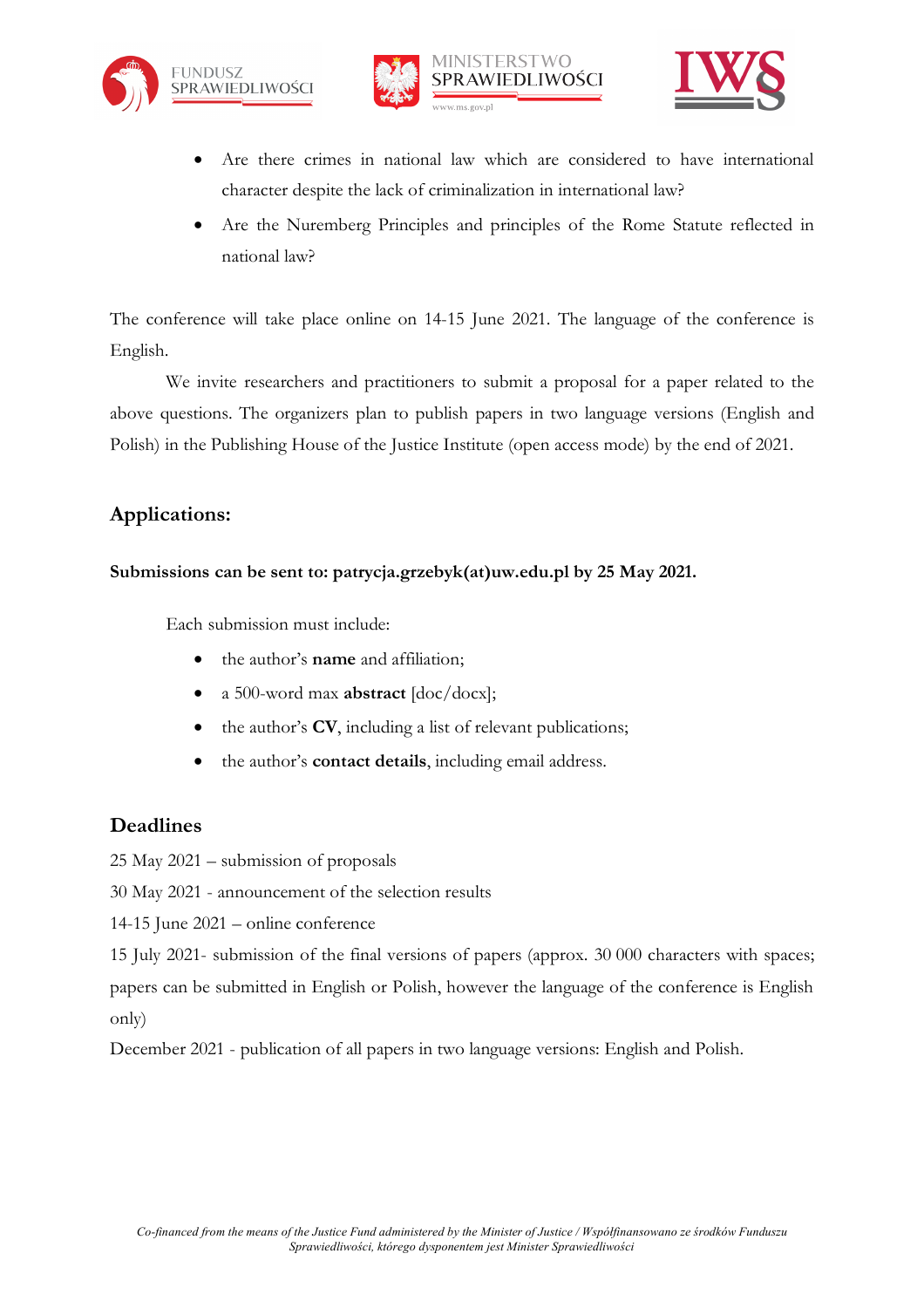- Are there crimes in national law which are considered to have international character despite the lack of criminalization in international law?
- Are the Nuremberg Principles and principles of the Rome Statute reflected in national law?

The conference will take place online on 14-15 June 2021. The language of the conference is English.

We invite researchers and practitioners to submit a proposal for a paper related to the above questions. The organizers plan to publish papers in two language versions (English and Polish) in the Publishing House of the Justice Institute (open access mode) by the end of 2021.

## Applications:

**Submissions can be sent to: patrycja.grzebyk(at)uw.edu.pl by 25 May 2021.**

Each submission must include:

- the author's **name** and affiliation;
- a 500-word max **abstract** [doc/docx];
- the author's **CV**, including a list of relevant publications;
- the author's **contact details**, including email address.

## Deadlines

25 May 2021 – submission of proposals

30 May 2021 - announcement of the selection results

14-15 June 2021 – online conference

15 July 2021- submission of the final versions of papers (approx. 30 000 characters with spaces; papers can be submitted in English or Polish, however the language of the conference is English only)

December 2021 - publication of all papers in two language versions: English and Polish.

*Co-financed from the means of the Justice Fund administered by the Minister of Justice / Współfinansowano ze środków Funduszu Sprawiedliwości, którego dysponentem jest Minister Sprawiedliwości*